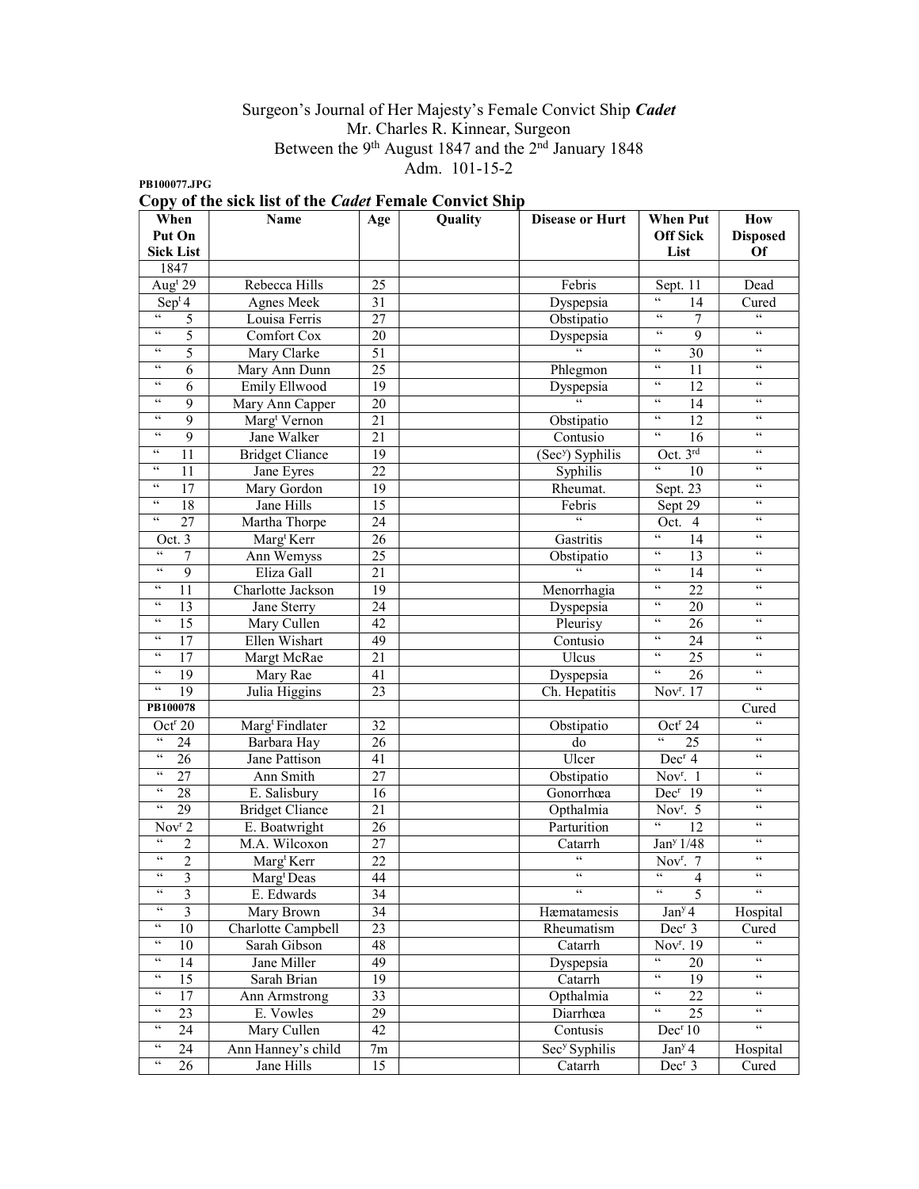Surgeon's Journal of Her Majesty's Female Convict Ship *Cadet*
Mr. Charles R. Kinnear, Surgeon
Between the 9th August 1847 and the 2nd January 1848
Adm. 101-15-2

**PB100077.JPG**

## Copy of the sick list of the *Cadet* Female Convict Ship

| When Put On Sick List | Name | Age | Quality | Disease or Hurt | When Put Off Sick List | How Disposed Of |
|---|---|---|---|---|---|---|
| 1847 | | | | | | |
| Augt 29 | Rebecca Hills | 25 | | Febris | Sept. 11 | Dead |
| Sept 4 | Agnes Meek | 31 | | Dyspepsia | " 14 | Cured |
| " 5 | Louisa Ferris | 27 | | Obstipatio | " 7 | " |
| " 5 | Comfort Cox | 20 | | Dyspepsia | " 9 | " |
| " 5 | Mary Clarke | 51 | | " | " 30 | " |
| " 6 | Mary Ann Dunn | 25 | | Phlegmon | " 11 | " |
| " 6 | Emily Ellwood | 19 | | Dyspepsia | " 12 | " |
| " 9 | Mary Ann Capper | 20 | | " | " 14 | " |
| " 9 | Margt Vernon | 21 | | Obstipatio | " 12 | " |
| " 9 | Jane Walker | 21 | | Contusio | " 16 | " |
| " 11 | Bridget Cliance | 19 | | (Secy) Syphilis | Oct. 3rd | " |
| " 11 | Jane Eyres | 22 | | Syphilis | " 10 | " |
| " 17 | Mary Gordon | 19 | | Rheumat. | Sept. 23 | " |
| " 18 | Jane Hills | 15 | | Febris | Sept 29 | " |
| " 27 | Martha Thorpe | 24 | | " | Oct. 4 | " |
| Oct. 3 | Margt Kerr | 26 | | Gastritis | " 14 | " |
| " 7 | Ann Wemyss | 25 | | Obstipatio | " 13 | " |
| " 9 | Eliza Gall | 21 | | " | " 14 | " |
| " 11 | Charlotte Jackson | 19 | | Menorrhagia | " 22 | " |
| " 13 | Jane Sterry | 24 | | Dyspepsia | " 20 | " |
| " 15 | Mary Cullen | 42 | | Pleurisy | " 26 | " |
| " 17 | Ellen Wishart | 49 | | Contusio | " 24 | " |
| " 17 | Margt McRae | 21 | | Ulcus | " 25 | " |
| " 19 | Mary Rae | 41 | | Dyspepsia | " 26 | " |
| " 19 | Julia Higgins | 23 | | Ch. Hepatitis | Novr. 17 | " |
| **PB100078** | | | | | | Cured |
| Octr 20 | Margt Findlater | 32 | | Obstipatio | Octr 24 | " |
| " 24 | Barbara Hay | 26 | | do | " 25 | " |
| " 26 | Jane Pattison | 41 | | Ulcer | Decr 4 | " |
| " 27 | Ann Smith | 27 | | Obstipatio | Novr. 1 | " |
| " 28 | E. Salisbury | 16 | | Gonorrhœa | Decr 19 | " |
| " 29 | Bridget Cliance | 21 | | Opthalmia | Novr. 5 | " |
| Novr 2 | E. Boatwright | 26 | | Parturition | " 12 | " |
| " 2 | M.A. Wilcoxon | 27 | | Catarrh | Jany 1/48 | " |
| " 2 | Margt Kerr | 22 | | " | Novr. 7 | " |
| " 3 | Margt Deas | 44 | | " | " 4 | " |
| " 3 | E. Edwards | 34 | | " | " 5 | " |
| " 3 | Mary Brown | 34 | | Hæmatamesis | Jany 4 | Hospital |
| " 10 | Charlotte Campbell | 23 | | Rheumatism | Decr 3 | Cured |
| " 10 | Sarah Gibson | 48 | | Catarrh | Novr. 19 | " |
| " 14 | Jane Miller | 49 | | Dyspepsia | " 20 | " |
| " 15 | Sarah Brian | 19 | | Catarrh | " 19 | " |
| " 17 | Ann Armstrong | 33 | | Opthalmia | " 22 | " |
| " 23 | E. Vowles | 29 | | Diarrhœa | " 25 | " |
| " 24 | Mary Cullen | 42 | | Contusis | Decr 10 | " |
| " 24 | Ann Hanney's child | 7m | | Secy Syphilis | Jany 4 | Hospital |
| " 26 | Jane Hills | 15 | | Catarrh | Decr 3 | Cured |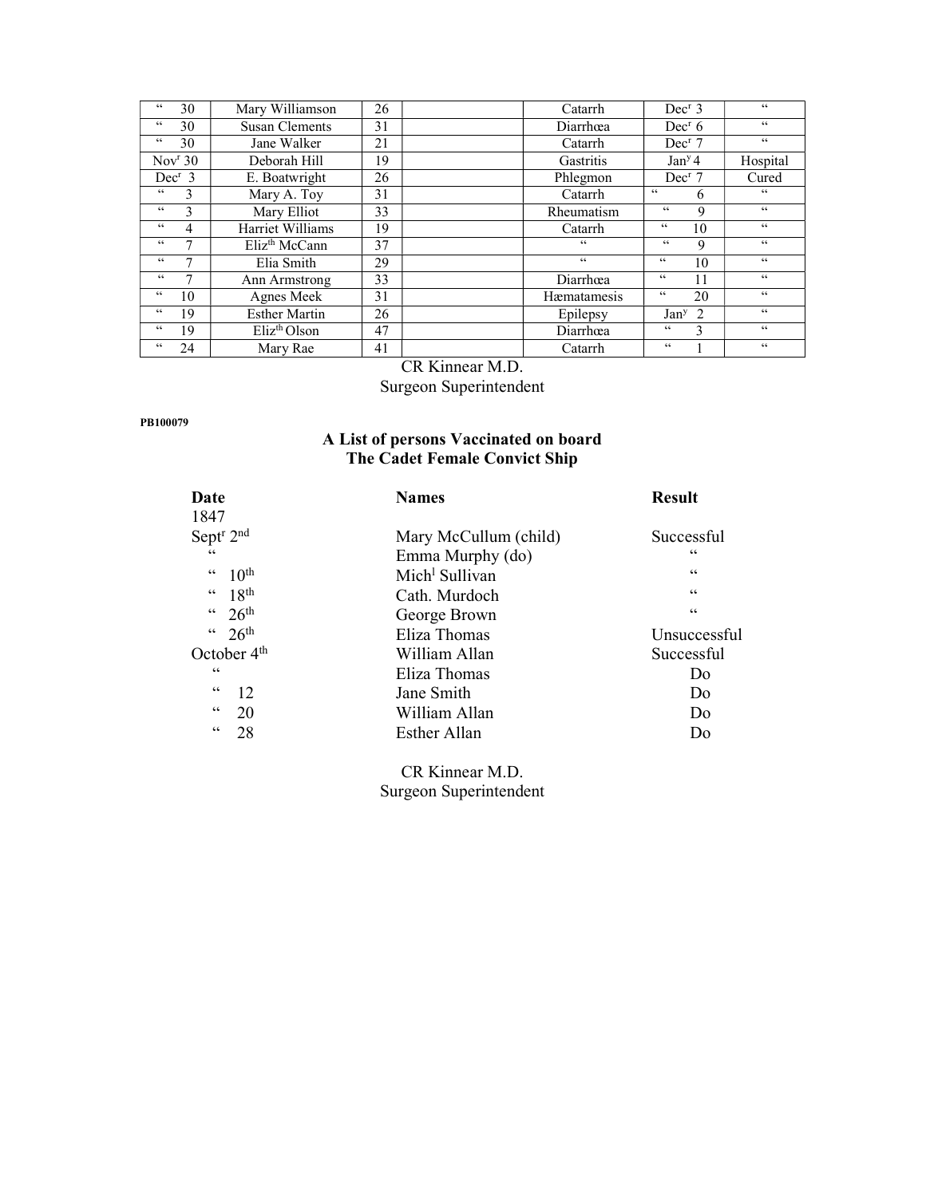| | | | | | | |
|---|---|---|---|---|---|---|
| " 30 | Mary Williamson | 26 | | Catarrh | Dec^r^ 3 | " |
| " 30 | Susan Clements | 31 | | Diarrhœa | Dec^r^ 6 | " |
| " 30 | Jane Walker | 21 | | Catarrh | Dec^r^ 7 | " |
| Nov^r^ 30 | Deborah Hill | 19 | | Gastritis | Jan^y^ 4 | Hospital |
| Dec^r^ 3 | E. Boatwright | 26 | | Phlegmon | Dec^r^ 7 | Cured |
| " 3 | Mary A. Toy | 31 | | Catarrh | " 6 | " |
| " 3 | Mary Elliot | 33 | | Rheumatism | " 9 | " |
| " 4 | Harriet Williams | 19 | | Catarrh | " 10 | " |
| " 7 | Eliz^th^ McCann | 37 | | " | " 9 | " |
| " 7 | Elia Smith | 29 | | " | " 10 | " |
| " 7 | Ann Armstrong | 33 | | Diarrhœa | " 11 | " |
| " 10 | Agnes Meek | 31 | | Hæmatamesis | " 20 | " |
| " 19 | Esther Martin | 26 | | Epilepsy | Jan^y^ 2 | " |
| " 19 | Eliz^th^ Olson | 47 | | Diarrhœa | " 3 | " |
| " 24 | Mary Rae | 41 | | Catarrh | " 1 | " |

CR Kinnear M.D.
Surgeon Superintendent

PB100079

## A List of persons Vaccinated on board The Cadet Female Convict Ship

| Date | Names | Result |
|---|---|---|
| 1847 | | |
| Sept^r^ 2^nd^ | Mary McCullum (child) | Successful |
| " | Emma Murphy (do) | " |
| " 10^th^ | Mich^l^ Sullivan | " |
| " 18^th^ | Cath. Murdoch | " |
| " 26^th^ | George Brown | " |
| " 26^th^ | Eliza Thomas | Unsuccessful |
| October 4^th^ | William Allan | Successful |
| " | Eliza Thomas | Do |
| " 12 | Jane Smith | Do |
| " 20 | William Allan | Do |
| " 28 | Esther Allan | Do |

CR Kinnear M.D.
Surgeon Superintendent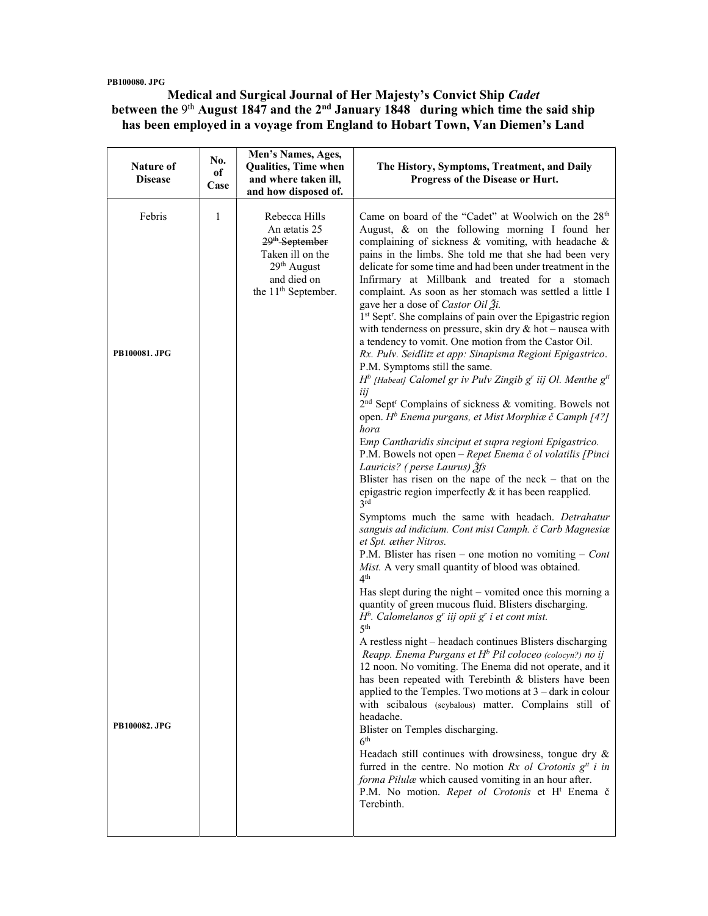**PB100080. JPG**

## Medical and Surgical Journal of Her Majesty's Convict Ship *Cadet* between the 9th August 1847 and the 2nd January 1848 during which time the said ship has been employed in a voyage from England to Hobart Town, Van Diemen's Land

| Nature of Disease | No. of Case | Men's Names, Ages, Qualities, Time when and where taken ill, and how disposed of. | The History, Symptoms, Treatment, and Daily Progress of the Disease or Hurt. |
|---|---|---|---|
| Febris | 1 | Rebecca Hills<br>An ætatis 25<br>~~29th September~~<br>Taken ill on the<br>29th August<br>and died on<br>the 11th September. | Came on board of the "Cadet" at Woolwich on the 28th August, & on the following morning I found her complaining of sickness & vomiting, with headache & pains in the limbs. She told me that she had been very delicate for some time and had been under treatment in the Infirmary at Millbank and treated for a stomach complaint. As soon as her stomach was settled a little I gave her a dose of *Castor Oil ℥i.*<br>1st Septr. She complains of pain over the Epigastric region with tenderness on pressure, skin dry & hot – nausea with a tendency to vomit. One motion from the Castor Oil.<br>*Rx. Pulv. Seidlitz et app: Sinapisma Regioni Epigastrico*.<br>P.M. Symptoms still the same.<br>*Hb [Habeat] Calomel gr iv Pulv Zingib gr iij Ol. Menthe gtt iij*<br>2nd Septr Complains of sickness & vomiting. Bowels not open. *Hb Enema purgans, et Mist Morphiæ č Camph [4?] hora*<br>*Emp Cantharidis sinciput et supra regioni Epigastrico.*<br>P.M. Bowels not open – *Repet Enema č ol volatilis [Pinci Lauricis? ( perse Laurus) ℥fs*<br>Blister has risen on the nape of the neck – that on the epigastric region imperfectly & it has been reapplied.<br>3rd<br>Symptoms much the same with headach. *Detrahatur sanguis ad indicium. Cont mist Camph. č Carb Magnesiæ et Spt. æther Nitros.*<br>P.M. Blister has risen – one motion no vomiting – *Cont Mist.* A very small quantity of blood was obtained.<br>4th<br>Has slept during the night – vomited once this morning a quantity of green mucous fluid. Blisters discharging.<br>*Hb. Calomelanos gr iij opii gr i et cont mist.*<br>5th<br>A restless night – headach continues Blisters discharging *Reapp. Enema Purgans et Hb Pil coloceo (colocyn?) no ij*<br>12 noon. No vomiting. The Enema did not operate, and it has been repeated with Terebinth & blisters have been applied to the Temples. Two motions at 3 – dark in colour with scibalous (scybalous) matter. Complains still of headache.<br>Blister on Temples discharging.<br>6th<br>Headach still continues with drowsiness, tongue dry & furred in the centre. No motion *Rx ol Crotonis gtt i in forma Pilulæ* which caused vomiting in an hour after.<br>P.M. No motion. *Repet ol Crotonis* et Ht Enema č Terebinth. |

**PB100081. JPG**

**PB100082. JPG**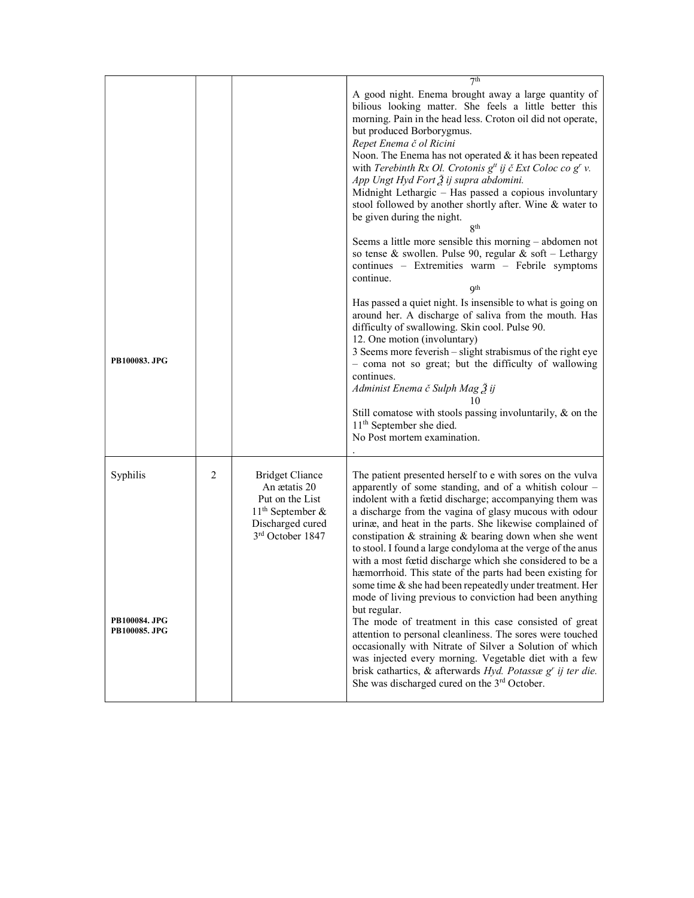| | | | |
|---|---|---|---|
| PB100083. JPG | | | 7th<br>A good night. Enema brought away a large quantity of bilious looking matter. She feels a little better this morning. Pain in the head less. Croton oil did not operate, but produced Borborygmus.<br>*Repet Enema č ol Ricini*<br>Noon. The Enema has not operated & it has been repeated with *Terebinth Rx Ol. Crotonis gtt ij č Ext Coloc co gr v. App Ungt Hyd Fort ℥ ij supra abdomini.*<br>Midnight Lethargic – Has passed a copious involuntary stool followed by another shortly after. Wine & water to be given during the night.<br>8th<br>Seems a little more sensible this morning – abdomen not so tense & swollen. Pulse 90, regular & soft – Lethargy continues – Extremities warm – Febrile symptoms continue.<br>9th<br>Has passed a quiet night. Is insensible to what is going on around her. A discharge of saliva from the mouth. Has difficulty of swallowing. Skin cool. Pulse 90.<br>12. One motion (involuntary)<br>3 Seems more feverish – slight strabismus of the right eye – coma not so great; but the difficulty of wallowing continues.<br>*Administ Enema č Sulph Mag ℥ ij*<br>10<br>Still comatose with stools passing involuntarily, & on the 11th September she died.<br>No Post mortem examination.<br>. |
| Syphilis<br><br>PB100084. JPG<br>PB100085. JPG | 2 | Bridget Cliance<br>An ætatis 20<br>Put on the List<br>11th September &<br>Discharged cured<br>3rd October 1847 | The patient presented herself to e with sores on the vulva apparently of some standing, and of a whitish colour – indolent with a fœtid discharge; accompanying them was a discharge from the vagina of glasy mucous with odour urinæ, and heat in the parts. She likewise complained of constipation & straining & bearing down when she went to stool. I found a large condyloma at the verge of the anus with a most fœtid discharge which she considered to be a hæmorrhoid. This state of the parts had been existing for some time & she had been repeatedly under treatment. Her mode of living previous to conviction had been anything but regular.<br>The mode of treatment in this case consisted of great attention to personal cleanliness. The sores were touched occasionally with Nitrate of Silver a Solution of which was injected every morning. Vegetable diet with a few brisk cathartics, & afterwards *Hyd. Potassæ gr ij ter die.* She was discharged cured on the 3rd October. |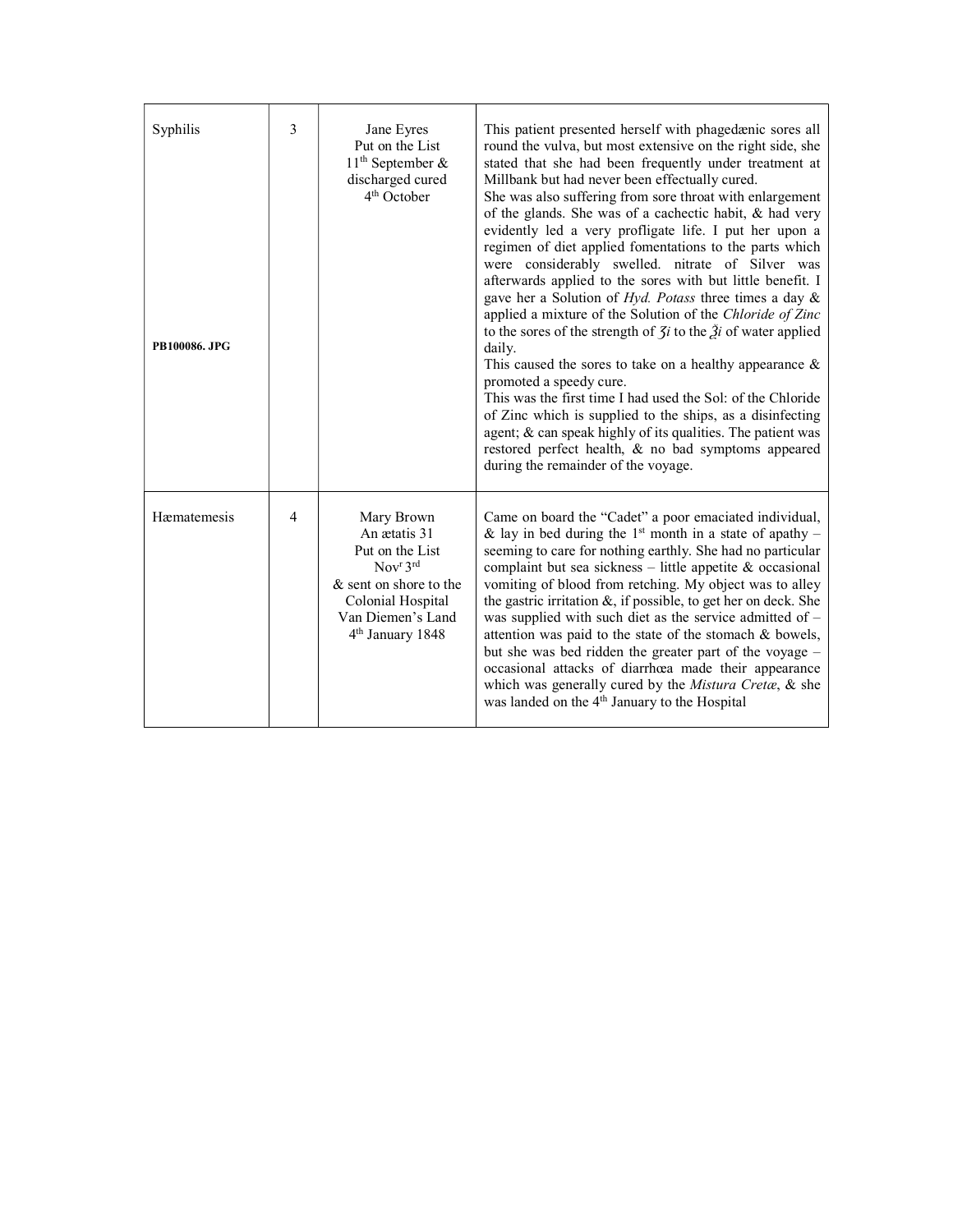| | | | |
|---|---|---|---|
| Syphilis<br><br>**PB100086. JPG** | 3 | Jane Eyres<br>Put on the List<br>11th September &<br>discharged cured<br>4th October | This patient presented herself with phagedænic sores all round the vulva, but most extensive on the right side, she stated that she had been frequently under treatment at Millbank but had never been effectually cured.<br>She was also suffering from sore throat with enlargement of the glands. She was of a cachectic habit, & had very evidently led a very profligate life. I put her upon a regimen of diet applied fomentations to the parts which were considerably swelled. nitrate of Silver was afterwards applied to the sores with but little benefit. I gave her a Solution of *Hyd. Potass* three times a day & applied a mixture of the Solution of the *Chloride of Zinc* to the sores of the strength of ʒ*i* to the ℥*i* of water applied daily.<br>This caused the sores to take on a healthy appearance & promoted a speedy cure.<br>This was the first time I had used the Sol: of the Chloride of Zinc which is supplied to the ships, as a disinfecting agent; & can speak highly of its qualities. The patient was restored perfect health, & no bad symptoms appeared during the remainder of the voyage. |
| Hæmatemesis | 4 | Mary Brown<br>An ætatis 31<br>Put on the List<br>Novr 3rd<br>& sent on shore to the Colonial Hospital Van Diemen's Land<br>4th January 1848 | Came on board the "Cadet" a poor emaciated individual, & lay in bed during the 1st month in a state of apathy – seeming to care for nothing earthly. She had no particular complaint but sea sickness – little appetite & occasional vomiting of blood from retching. My object was to alley the gastric irritation &, if possible, to get her on deck. She was supplied with such diet as the service admitted of – attention was paid to the state of the stomach & bowels, but she was bed ridden the greater part of the voyage – occasional attacks of diarrhœa made their appearance which was generally cured by the *Mistura Cretæ*, & she was landed on the 4th January to the Hospital |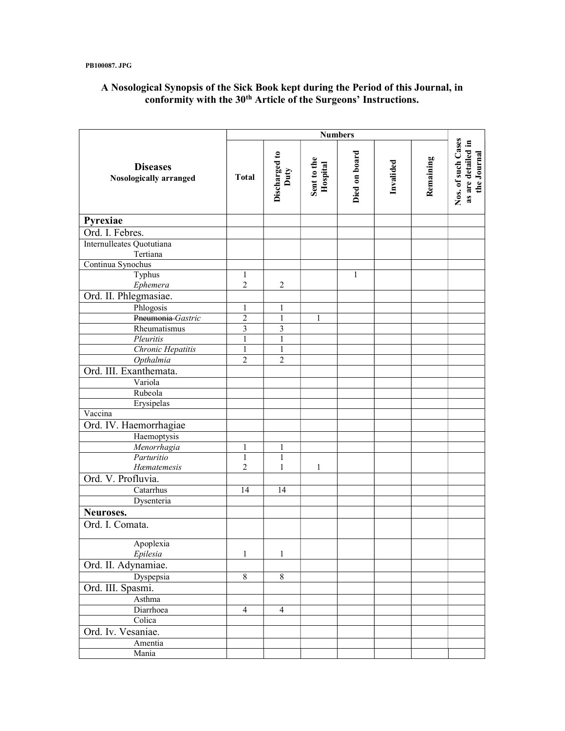**PB100087. JPG**

## A Nosological Synopsis of the Sick Book kept during the Period of this Journal, in conformity with the 30th Article of the Surgeons' Instructions.

| Diseases Nosologically arranged | Numbers | | | | | | Nos. of such Cases as are detailed in the Journal |
|---|---|---|---|---|---|---|---|
| | Total | Discharged to Duty | Sent to the Hospital | Died on board | Invalided | Remaining | |
| **Pyrexiae** | | | | | | | |
| Ord. I. Febres. | | | | | | | |
| Internulleates Quotutiana | | | | | | | |
| Tertiana | | | | | | | |
| Continua Synochus | | | | | | | |
| Typhus | 1 | | | 1 | | | |
| *Ephemera* | 2 | 2 | | | | | |
| Ord. II. Phlegmasiae. | | | | | | | |
| Phlogosis | 1 | 1 | | | | | |
| ~~Pneumonia~~ *Gastric* | 2 | 1 | 1 | | | | |
| Rheumatismus | 3 | 3 | | | | | |
| *Pleuritis* | 1 | 1 | | | | | |
| *Chronic Hepatitis* | 1 | 1 | | | | | |
| *Opthalmia* | 2 | 2 | | | | | |
| Ord. III. Exanthemata. | | | | | | | |
| Variola | | | | | | | |
| Rubeola | | | | | | | |
| Erysipelas | | | | | | | |
| Vaccina | | | | | | | |
| Ord. IV. Haemorrhagiae | | | | | | | |
| Haemoptysis | | | | | | | |
| *Menorrhagia* | 1 | 1 | | | | | |
| *Parturitio* | 1 | 1 | | | | | |
| *Hæmatemesis* | 2 | 1 | 1 | | | | |
| Ord. V. Profluvia. | | | | | | | |
| Catarrhus | 14 | 14 | | | | | |
| Dysenteria | | | | | | | |
| **Neuroses.** | | | | | | | |
| Ord. I. Comata. | | | | | | | |
| Apoplexia | | | | | | | |
| *Epilesia* | 1 | 1 | | | | | |
| Ord. II. Adynamiae. | | | | | | | |
| Dyspepsia | 8 | 8 | | | | | |
| Ord. III. Spasmi. | | | | | | | |
| Asthma | | | | | | | |
| Diarrhoea | 4 | 4 | | | | | |
| Colica | | | | | | | |
| Ord. Iv. Vesaniae. | | | | | | | |
| Amentia | | | | | | | |
| Mania | | | | | | | |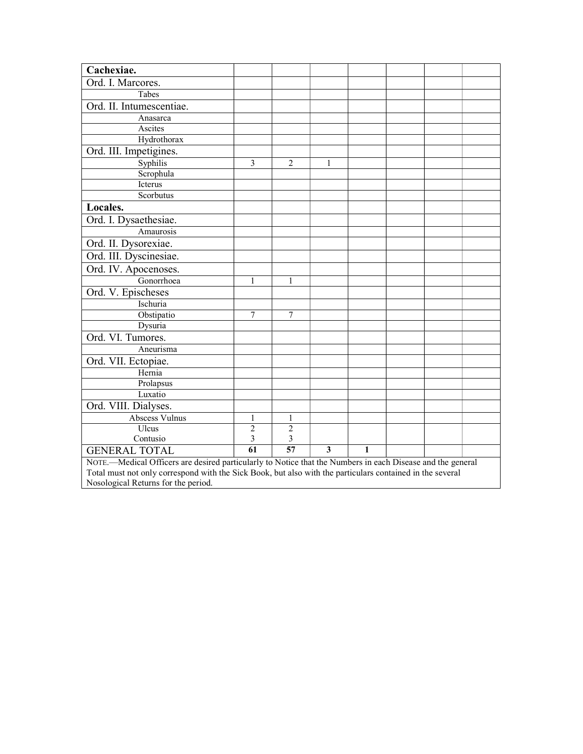| | | | | | | | |
|---|---|---|---|---|---|---|---|
| **Cachexiae.** | | | | | | | |
| Ord. I. Marcores. | | | | | | | |
| Tabes | | | | | | | |
| Ord. II. Intumescentiae. | | | | | | | |
| Anasarca | | | | | | | |
| Ascites | | | | | | | |
| Hydrothorax | | | | | | | |
| Ord. III. Impetigines. | | | | | | | |
| Syphilis | 3 | 2 | 1 | | | | |
| Scrophula | | | | | | | |
| Icterus | | | | | | | |
| Scorbutus | | | | | | | |
| **Locales.** | | | | | | | |
| Ord. I. Dysaethesiae. | | | | | | | |
| Amaurosis | | | | | | | |
| Ord. II. Dysorexiae. | | | | | | | |
| Ord. III. Dyscinesiae. | | | | | | | |
| Ord. IV. Apocenoses. | | | | | | | |
| Gonorrhoea | 1 | 1 | | | | | |
| Ord. V. Epischeses | | | | | | | |
| Ischuria | | | | | | | |
| Obstipatio | 7 | 7 | | | | | |
| Dysuria | | | | | | | |
| Ord. VI. Tumores. | | | | | | | |
| Aneurisma | | | | | | | |
| Ord. VII. Ectopiae. | | | | | | | |
| Hernia | | | | | | | |
| Prolapsus | | | | | | | |
| Luxatio | | | | | | | |
| Ord. VIII. Dialyses. | | | | | | | |
| Abscess Vulnus | 1 | 1 | | | | | |
| Ulcus<br>Contusio | 2<br>3 | 2<br>3 | | | | | |
| GENERAL TOTAL | **61** | **57** | **3** | **1** | | | |

NOTE.—Medical Officers are desired particularly to Notice that the Numbers in each Disease and the general Total must not only correspond with the Sick Book, but also with the particulars contained in the several Nosological Returns for the period.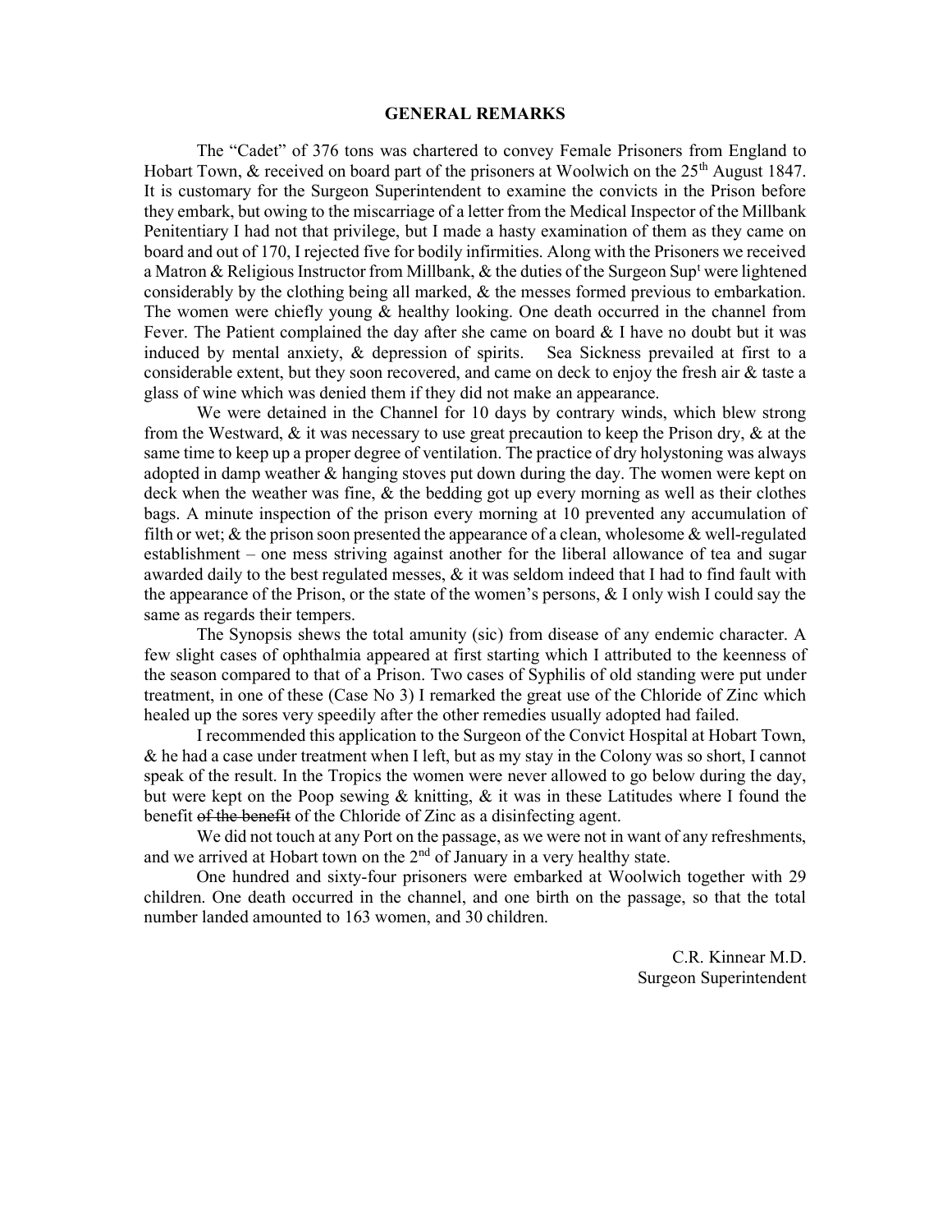## GENERAL REMARKS

The "Cadet" of 376 tons was chartered to convey Female Prisoners from England to Hobart Town, & received on board part of the prisoners at Woolwich on the 25th August 1847. It is customary for the Surgeon Superintendent to examine the convicts in the Prison before they embark, but owing to the miscarriage of a letter from the Medical Inspector of the Millbank Penitentiary I had not that privilege, but I made a hasty examination of them as they came on board and out of 170, I rejected five for bodily infirmities. Along with the Prisoners we received a Matron & Religious Instructor from Millbank, & the duties of the Surgeon Supt were lightened considerably by the clothing being all marked, & the messes formed previous to embarkation. The women were chiefly young & healthy looking. One death occurred in the channel from Fever. The Patient complained the day after she came on board & I have no doubt but it was induced by mental anxiety, & depression of spirits. Sea Sickness prevailed at first to a considerable extent, but they soon recovered, and came on deck to enjoy the fresh air & taste a glass of wine which was denied them if they did not make an appearance.

We were detained in the Channel for 10 days by contrary winds, which blew strong from the Westward, & it was necessary to use great precaution to keep the Prison dry, & at the same time to keep up a proper degree of ventilation. The practice of dry holystoning was always adopted in damp weather & hanging stoves put down during the day. The women were kept on deck when the weather was fine, & the bedding got up every morning as well as their clothes bags. A minute inspection of the prison every morning at 10 prevented any accumulation of filth or wet; & the prison soon presented the appearance of a clean, wholesome & well-regulated establishment – one mess striving against another for the liberal allowance of tea and sugar awarded daily to the best regulated messes, & it was seldom indeed that I had to find fault with the appearance of the Prison, or the state of the women's persons, & I only wish I could say the same as regards their tempers.

The Synopsis shews the total amunity (sic) from disease of any endemic character. A few slight cases of ophthalmia appeared at first starting which I attributed to the keenness of the season compared to that of a Prison. Two cases of Syphilis of old standing were put under treatment, in one of these (Case No 3) I remarked the great use of the Chloride of Zinc which healed up the sores very speedily after the other remedies usually adopted had failed.

I recommended this application to the Surgeon of the Convict Hospital at Hobart Town, & he had a case under treatment when I left, but as my stay in the Colony was so short, I cannot speak of the result. In the Tropics the women were never allowed to go below during the day, but were kept on the Poop sewing & knitting, & it was in these Latitudes where I found the benefit ~~of the benefit~~ of the Chloride of Zinc as a disinfecting agent.

We did not touch at any Port on the passage, as we were not in want of any refreshments, and we arrived at Hobart town on the 2nd of January in a very healthy state.

One hundred and sixty-four prisoners were embarked at Woolwich together with 29 children. One death occurred in the channel, and one birth on the passage, so that the total number landed amounted to 163 women, and 30 children.

C.R. Kinnear M.D.
Surgeon Superintendent